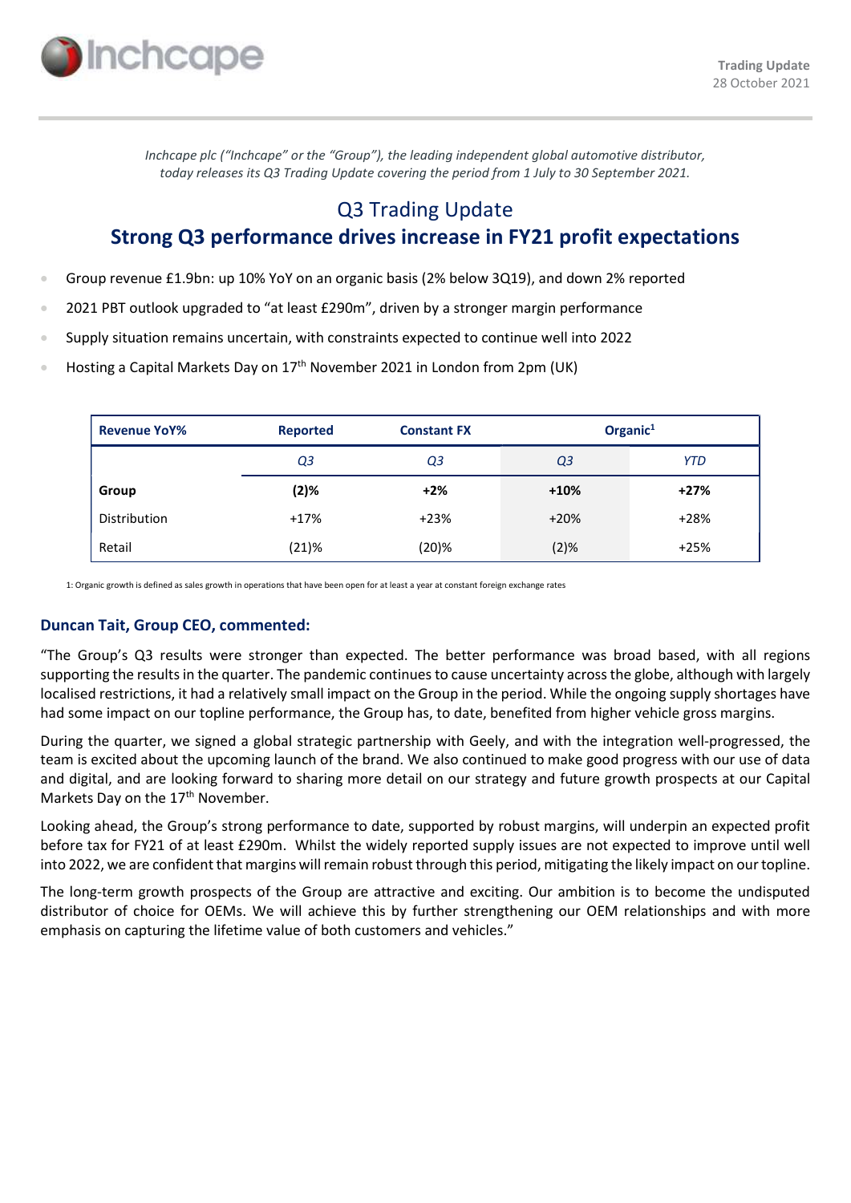Trading Update
28 October 2021

*Inchcape plc ("Inchcape" or the "Group"), the leading independent global automotive distributor, today releases its Q3 Trading Update covering the period from 1 July to 30 September 2021.*

# Q3 Trading Update

## Strong Q3 performance drives increase in FY21 profit expectations

- Group revenue £1.9bn: up 10% YoY on an organic basis (2% below 3Q19), and down 2% reported
- 2021 PBT outlook upgraded to "at least £290m", driven by a stronger margin performance
- Supply situation remains uncertain, with constraints expected to continue well into 2022
- Hosting a Capital Markets Day on 17th November 2021 in London from 2pm (UK)

| Revenue YoY% | Reported | Constant FX | Organic[1] | |
|---|---|---|---|---|
| | *Q3* | *Q3* | *Q3* | *YTD* |
| **Group** | **(2)%** | **+2%** | **+10%** | **+27%** |
| Distribution | +17% | +23% | +20% | +28% |
| Retail | (21)% | (20)% | (2)% | +25% |

1: Organic growth is defined as sales growth in operations that have been open for at least a year at constant foreign exchange rates

### Duncan Tait, Group CEO, commented:

"The Group's Q3 results were stronger than expected. The better performance was broad based, with all regions supporting the results in the quarter. The pandemic continues to cause uncertainty across the globe, although with largely localised restrictions, it had a relatively small impact on the Group in the period. While the ongoing supply shortages have had some impact on our topline performance, the Group has, to date, benefited from higher vehicle gross margins.

During the quarter, we signed a global strategic partnership with Geely, and with the integration well-progressed, the team is excited about the upcoming launch of the brand. We also continued to make good progress with our use of data and digital, and are looking forward to sharing more detail on our strategy and future growth prospects at our Capital Markets Day on the 17th November.

Looking ahead, the Group's strong performance to date, supported by robust margins, will underpin an expected profit before tax for FY21 of at least £290m. Whilst the widely reported supply issues are not expected to improve until well into 2022, we are confident that margins will remain robust through this period, mitigating the likely impact on our topline.

The long-term growth prospects of the Group are attractive and exciting. Our ambition is to become the undisputed distributor of choice for OEMs. We will achieve this by further strengthening our OEM relationships and with more emphasis on capturing the lifetime value of both customers and vehicles."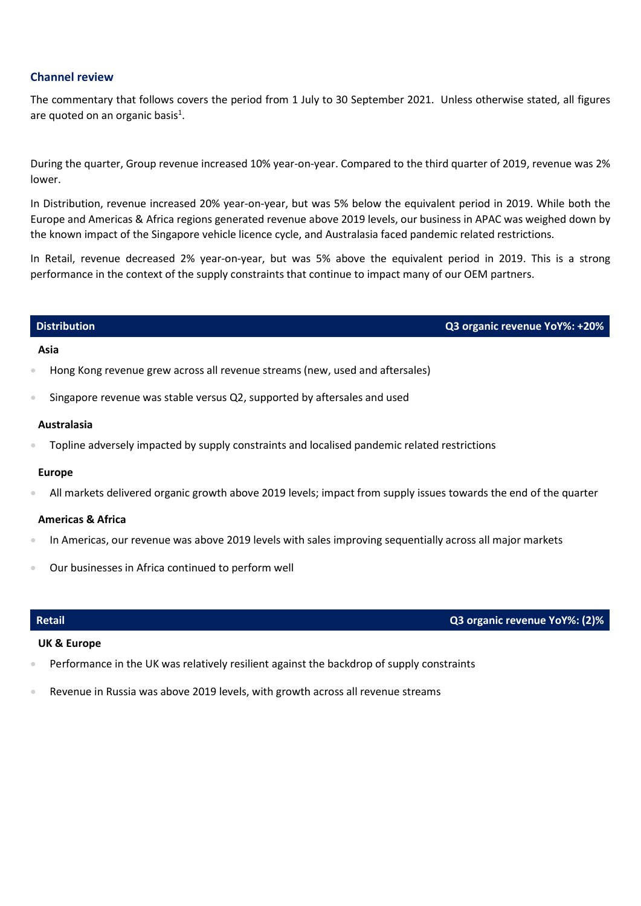## Channel review

The commentary that follows covers the period from 1 July to 30 September 2021. Unless otherwise stated, all figures are quoted on an organic basis[1].

During the quarter, Group revenue increased 10% year-on-year. Compared to the third quarter of 2019, revenue was 2% lower.

In Distribution, revenue increased 20% year-on-year, but was 5% below the equivalent period in 2019. While both the Europe and Americas & Africa regions generated revenue above 2019 levels, our business in APAC was weighed down by the known impact of the Singapore vehicle licence cycle, and Australasia faced pandemic related restrictions.

In Retail, revenue decreased 2% year-on-year, but was 5% above the equivalent period in 2019. This is a strong performance in the context of the supply constraints that continue to impact many of our OEM partners.

| Distribution | Q3 organic revenue YoY%: +20% |
|---|---|

**Asia**

- Hong Kong revenue grew across all revenue streams (new, used and aftersales)
- Singapore revenue was stable versus Q2, supported by aftersales and used

**Australasia**

- Topline adversely impacted by supply constraints and localised pandemic related restrictions

**Europe**

- All markets delivered organic growth above 2019 levels; impact from supply issues towards the end of the quarter

**Americas & Africa**

- In Americas, our revenue was above 2019 levels with sales improving sequentially across all major markets
- Our businesses in Africa continued to perform well

| Retail | Q3 organic revenue YoY%: (2)% |
|---|---|

**UK & Europe**

- Performance in the UK was relatively resilient against the backdrop of supply constraints
- Revenue in Russia was above 2019 levels, with growth across all revenue streams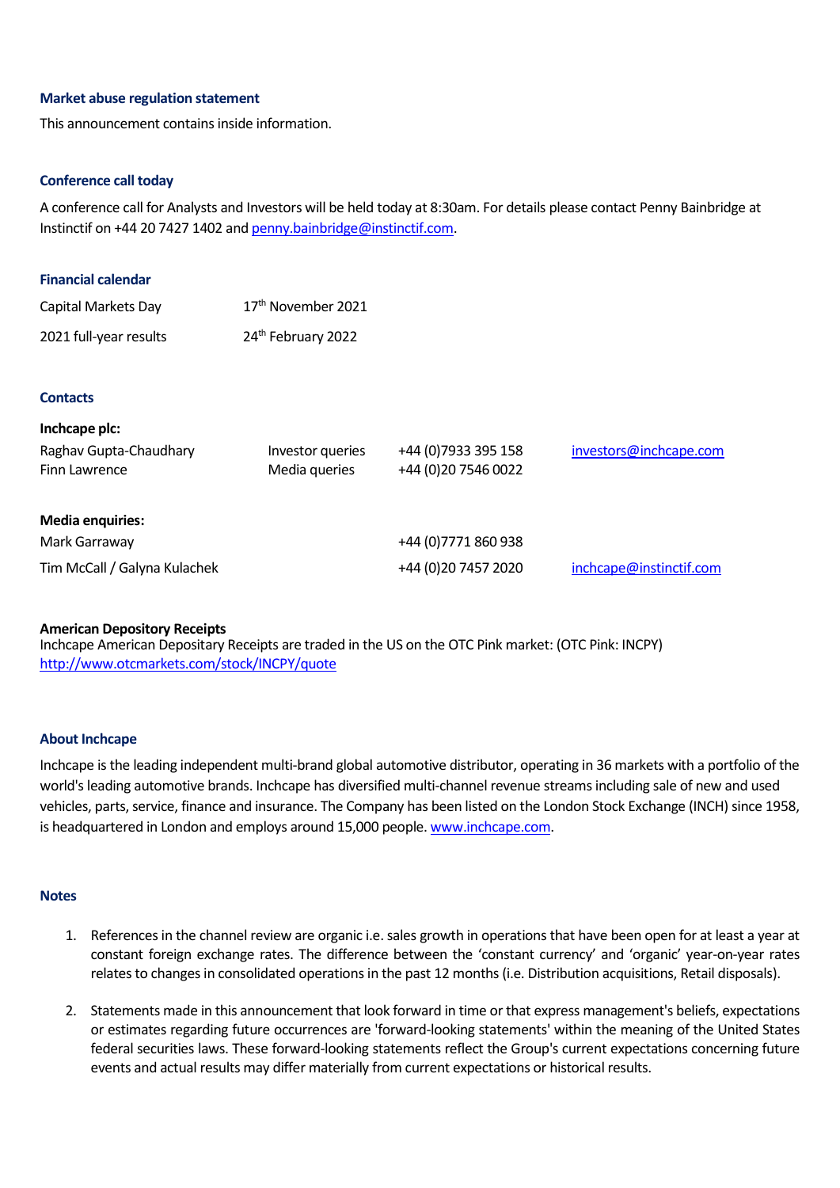### Market abuse regulation statement

This announcement contains inside information.

### Conference call today

A conference call for Analysts and Investors will be held today at 8:30am. For details please contact Penny Bainbridge at Instinctif on +44 20 7427 1402 and penny.bainbridge@instinctif.com.

### Financial calendar

| | |
|---|---|
| Capital Markets Day | 17th November 2021 |
| 2021 full-year results | 24th February 2022 |

### Contacts

**Inchcape plc:**

| | | | |
|---|---|---|---|
| Raghav Gupta-Chaudhary | Investor queries | +44 (0)7933 395 158 | investors@inchcape.com |
| Finn Lawrence | Media queries | +44 (0)20 7546 0022 | |

**Media enquiries:**

| | | |
|---|---|---|
| Mark Garraway | +44 (0)7771 860 938 | |
| Tim McCall / Galyna Kulachek | +44 (0)20 7457 2020 | inchcape@instinctif.com |

**American Depository Receipts**
Inchcape American Depositary Receipts are traded in the US on the OTC Pink market: (OTC Pink: INCPY)
http://www.otcmarkets.com/stock/INCPY/quote

### About Inchcape

Inchcape is the leading independent multi-brand global automotive distributor, operating in 36 markets with a portfolio of the world's leading automotive brands. Inchcape has diversified multi-channel revenue streams including sale of new and used vehicles, parts, service, finance and insurance. The Company has been listed on the London Stock Exchange (INCH) since 1958, is headquartered in London and employs around 15,000 people. www.inchcape.com.

### Notes

1. References in the channel review are organic i.e. sales growth in operations that have been open for at least a year at constant foreign exchange rates. The difference between the 'constant currency' and 'organic' year-on-year rates relates to changes in consolidated operations in the past 12 months (i.e. Distribution acquisitions, Retail disposals).

2. Statements made in this announcement that look forward in time or that express management's beliefs, expectations or estimates regarding future occurrences are 'forward-looking statements' within the meaning of the United States federal securities laws. These forward-looking statements reflect the Group's current expectations concerning future events and actual results may differ materially from current expectations or historical results.